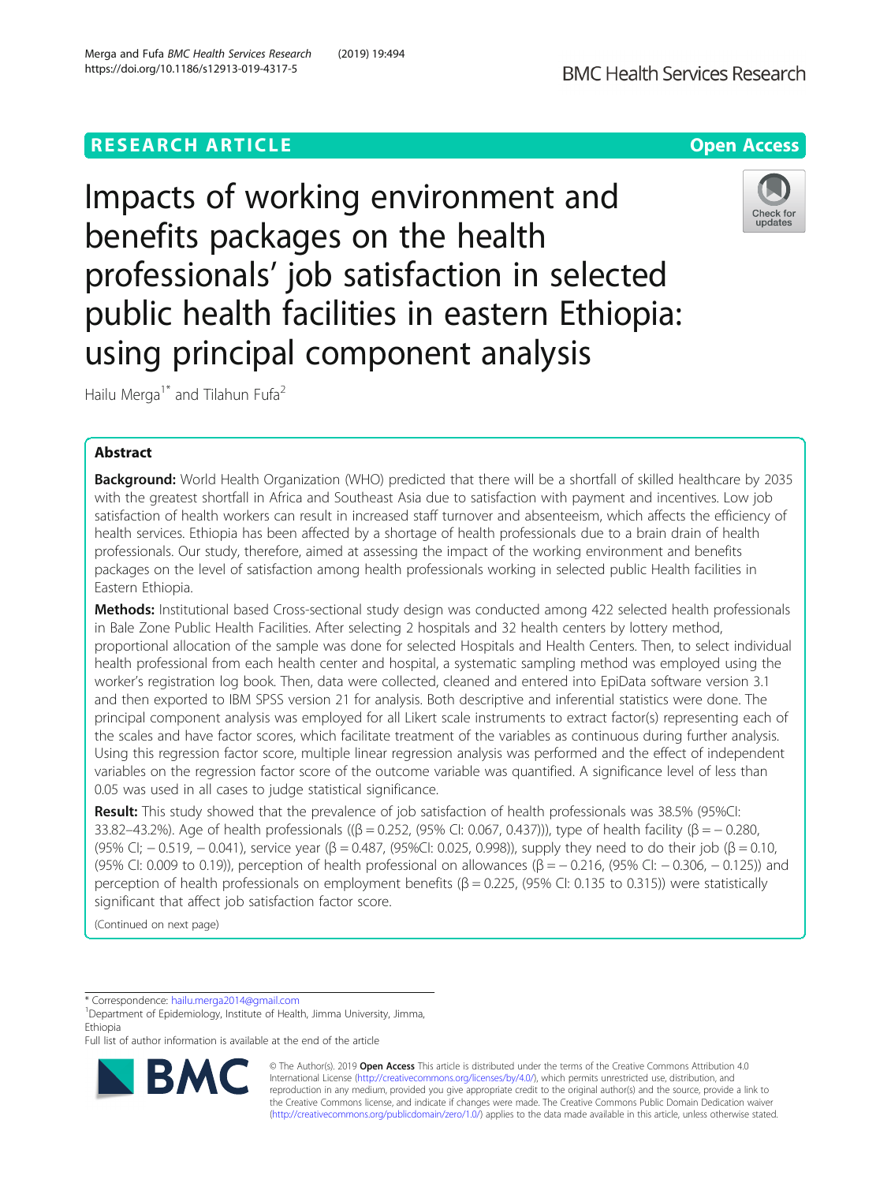RESEARCH ARTICLE

Open Access

# Impacts of working environment and benefits packages on the health professionals' job satisfaction in selected public health facilities in eastern Ethiopia: using principal component analysis

Hailu Merga[1*] and Tilahun Fufa[2]

## Abstract

**Background:** World Health Organization (WHO) predicted that there will be a shortfall of skilled healthcare by 2035 with the greatest shortfall in Africa and Southeast Asia due to satisfaction with payment and incentives. Low job satisfaction of health workers can result in increased staff turnover and absenteeism, which affects the efficiency of health services. Ethiopia has been affected by a shortage of health professionals due to a brain drain of health professionals. Our study, therefore, aimed at assessing the impact of the working environment and benefits packages on the level of satisfaction among health professionals working in selected public Health facilities in Eastern Ethiopia.

**Methods:** Institutional based Cross-sectional study design was conducted among 422 selected health professionals in Bale Zone Public Health Facilities. After selecting 2 hospitals and 32 health centers by lottery method, proportional allocation of the sample was done for selected Hospitals and Health Centers. Then, to select individual health professional from each health center and hospital, a systematic sampling method was employed using the worker's registration log book. Then, data were collected, cleaned and entered into EpiData software version 3.1 and then exported to IBM SPSS version 21 for analysis. Both descriptive and inferential statistics were done. The principal component analysis was employed for all Likert scale instruments to extract factor(s) representing each of the scales and have factor scores, which facilitate treatment of the variables as continuous during further analysis. Using this regression factor score, multiple linear regression analysis was performed and the effect of independent variables on the regression factor score of the outcome variable was quantified. A significance level of less than 0.05 was used in all cases to judge statistical significance.

**Result:** This study showed that the prevalence of job satisfaction of health professionals was 38.5% (95%CI: 33.82–43.2%). Age of health professionals (($\beta = 0.252$, (95% CI: 0.067, 0.437))), type of health facility ($\beta = -0.280$, (95% CI; $-0.519$, $-0.041$), service year ($\beta = 0.487$, (95%CI: 0.025, 0.998)), supply they need to do their job ($\beta = 0.10$, (95% CI: 0.009 to 0.19)), perception of health professional on allowances ($\beta = -0.216$, (95% CI: $-0.306$, $-0.125$)) and perception of health professionals on employment benefits ($\beta = 0.225$, (95% CI: 0.135 to 0.315)) were statistically significant that affect job satisfaction factor score.

(Continued on next page)

* Correspondence: hailu.merga2014@gmail.com
[1]Department of Epidemiology, Institute of Health, Jimma University, Jimma, Ethiopia
Full list of author information is available at the end of the article

© The Author(s). 2019 **Open Access** This article is distributed under the terms of the Creative Commons Attribution 4.0 International License (http://creativecommons.org/licenses/by/4.0/), which permits unrestricted use, distribution, and reproduction in any medium, provided you give appropriate credit to the original author(s) and the source, provide a link to the Creative Commons license, and indicate if changes were made. The Creative Commons Public Domain Dedication waiver (http://creativecommons.org/publicdomain/zero/1.0/) applies to the data made available in this article, unless otherwise stated.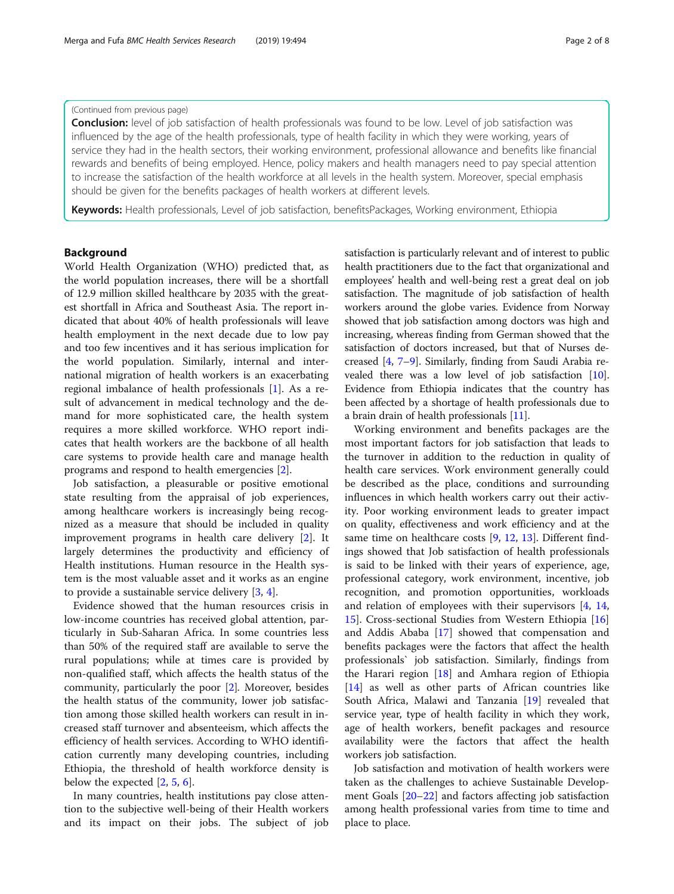(Continued from previous page)

**Conclusion:** level of job satisfaction of health professionals was found to be low. Level of job satisfaction was influenced by the age of the health professionals, type of health facility in which they were working, years of service they had in the health sectors, their working environment, professional allowance and benefits like financial rewards and benefits of being employed. Hence, policy makers and health managers need to pay special attention to increase the satisfaction of the health workforce at all levels in the health system. Moreover, special emphasis should be given for the benefits packages of health workers at different levels.

**Keywords:** Health professionals, Level of job satisfaction, benefitsPackages, Working environment, Ethiopia

## Background

World Health Organization (WHO) predicted that, as the world population increases, there will be a shortfall of 12.9 million skilled healthcare by 2035 with the greatest shortfall in Africa and Southeast Asia. The report indicated that about 40% of health professionals will leave health employment in the next decade due to low pay and too few incentives and it has serious implication for the world population. Similarly, internal and international migration of health workers is an exacerbating regional imbalance of health professionals [1]. As a result of advancement in medical technology and the demand for more sophisticated care, the health system requires a more skilled workforce. WHO report indicates that health workers are the backbone of all health care systems to provide health care and manage health programs and respond to health emergencies [2].

Job satisfaction, a pleasurable or positive emotional state resulting from the appraisal of job experiences, among healthcare workers is increasingly being recognized as a measure that should be included in quality improvement programs in health care delivery [2]. It largely determines the productivity and efficiency of Health institutions. Human resource in the Health system is the most valuable asset and it works as an engine to provide a sustainable service delivery [3, 4].

Evidence showed that the human resources crisis in low-income countries has received global attention, particularly in Sub-Saharan Africa. In some countries less than 50% of the required staff are available to serve the rural populations; while at times care is provided by non-qualified staff, which affects the health status of the community, particularly the poor [2]. Moreover, besides the health status of the community, lower job satisfaction among those skilled health workers can result in increased staff turnover and absenteeism, which affects the efficiency of health services. According to WHO identification currently many developing countries, including Ethiopia, the threshold of health workforce density is below the expected [2, 5, 6].

In many countries, health institutions pay close attention to the subjective well-being of their Health workers and its impact on their jobs. The subject of job satisfaction is particularly relevant and of interest to public health practitioners due to the fact that organizational and employees' health and well-being rest a great deal on job satisfaction. The magnitude of job satisfaction of health workers around the globe varies. Evidence from Norway showed that job satisfaction among doctors was high and increasing, whereas finding from German showed that the satisfaction of doctors increased, but that of Nurses decreased [4, 7–9]. Similarly, finding from Saudi Arabia revealed there was a low level of job satisfaction [10]. Evidence from Ethiopia indicates that the country has been affected by a shortage of health professionals due to a brain drain of health professionals [11].

Working environment and benefits packages are the most important factors for job satisfaction that leads to the turnover in addition to the reduction in quality of health care services. Work environment generally could be described as the place, conditions and surrounding influences in which health workers carry out their activity. Poor working environment leads to greater impact on quality, effectiveness and work efficiency and at the same time on healthcare costs [9, 12, 13]. Different findings showed that Job satisfaction of health professionals is said to be linked with their years of experience, age, professional category, work environment, incentive, job recognition, and promotion opportunities, workloads and relation of employees with their supervisors [4, 14, 15]. Cross-sectional Studies from Western Ethiopia [16] and Addis Ababa [17] showed that compensation and benefits packages were the factors that affect the health professionals` job satisfaction. Similarly, findings from the Harari region [18] and Amhara region of Ethiopia [14] as well as other parts of African countries like South Africa, Malawi and Tanzania [19] revealed that service year, type of health facility in which they work, age of health workers, benefit packages and resource availability were the factors that affect the health workers job satisfaction.

Job satisfaction and motivation of health workers were taken as the challenges to achieve Sustainable Development Goals [20–22] and factors affecting job satisfaction among health professional varies from time to time and place to place.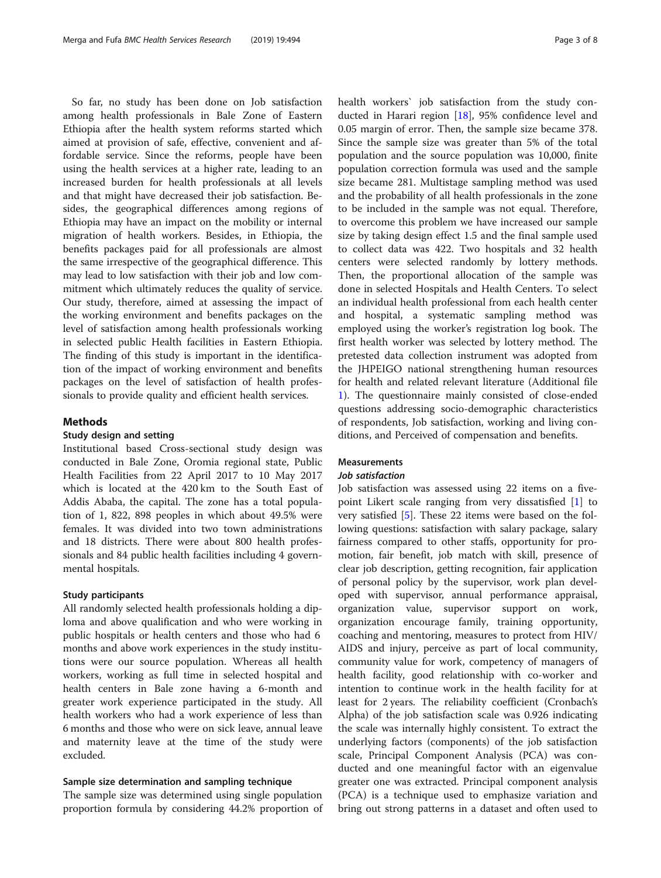So far, no study has been done on Job satisfaction among health professionals in Bale Zone of Eastern Ethiopia after the health system reforms started which aimed at provision of safe, effective, convenient and affordable service. Since the reforms, people have been using the health services at a higher rate, leading to an increased burden for health professionals at all levels and that might have decreased their job satisfaction. Besides, the geographical differences among regions of Ethiopia may have an impact on the mobility or internal migration of health workers. Besides, in Ethiopia, the benefits packages paid for all professionals are almost the same irrespective of the geographical difference. This may lead to low satisfaction with their job and low commitment which ultimately reduces the quality of service. Our study, therefore, aimed at assessing the impact of the working environment and benefits packages on the level of satisfaction among health professionals working in selected public Health facilities in Eastern Ethiopia. The finding of this study is important in the identification of the impact of working environment and benefits packages on the level of satisfaction of health professionals to provide quality and efficient health services.

## Methods

### Study design and setting

Institutional based Cross-sectional study design was conducted in Bale Zone, Oromia regional state, Public Health Facilities from 22 April 2017 to 10 May 2017 which is located at the 420 km to the South East of Addis Ababa, the capital. The zone has a total population of 1, 822, 898 peoples in which about 49.5% were females. It was divided into two town administrations and 18 districts. There were about 800 health professionals and 84 public health facilities including 4 governmental hospitals.

### Study participants

All randomly selected health professionals holding a diploma and above qualification and who were working in public hospitals or health centers and those who had 6 months and above work experiences in the study institutions were our source population. Whereas all health workers, working as full time in selected hospital and health centers in Bale zone having a 6-month and greater work experience participated in the study. All health workers who had a work experience of less than 6 months and those who were on sick leave, annual leave and maternity leave at the time of the study were excluded.

### Sample size determination and sampling technique

The sample size was determined using single population proportion formula by considering 44.2% proportion of health workers` job satisfaction from the study conducted in Harari region [18], 95% confidence level and 0.05 margin of error. Then, the sample size became 378. Since the sample size was greater than 5% of the total population and the source population was 10,000, finite population correction formula was used and the sample size became 281. Multistage sampling method was used and the probability of all health professionals in the zone to be included in the sample was not equal. Therefore, to overcome this problem we have increased our sample size by taking design effect 1.5 and the final sample used to collect data was 422. Two hospitals and 32 health centers were selected randomly by lottery methods. Then, the proportional allocation of the sample was done in selected Hospitals and Health Centers. To select an individual health professional from each health center and hospital, a systematic sampling method was employed using the worker's registration log book. The first health worker was selected by lottery method. The pretested data collection instrument was adopted from the JHPEIGO national strengthening human resources for health and related relevant literature (Additional file 1). The questionnaire mainly consisted of close-ended questions addressing socio-demographic characteristics of respondents, Job satisfaction, working and living conditions, and Perceived of compensation and benefits.

### Measurements

#### *Job satisfaction*

Job satisfaction was assessed using 22 items on a five-point Likert scale ranging from very dissatisfied [1] to very satisfied [5]. These 22 items were based on the following questions: satisfaction with salary package, salary fairness compared to other staffs, opportunity for promotion, fair benefit, job match with skill, presence of clear job description, getting recognition, fair application of personal policy by the supervisor, work plan developed with supervisor, annual performance appraisal, organization value, supervisor support on work, organization encourage family, training opportunity, coaching and mentoring, measures to protect from HIV/AIDS and injury, perceive as part of local community, community value for work, competency of managers of health facility, good relationship with co-worker and intention to continue work in the health facility for at least for 2 years. The reliability coefficient (Cronbach's Alpha) of the job satisfaction scale was 0.926 indicating the scale was internally highly consistent. To extract the underlying factors (components) of the job satisfaction scale, Principal Component Analysis (PCA) was conducted and one meaningful factor with an eigenvalue greater one was extracted. Principal component analysis (PCA) is a technique used to emphasize variation and bring out strong patterns in a dataset and often used to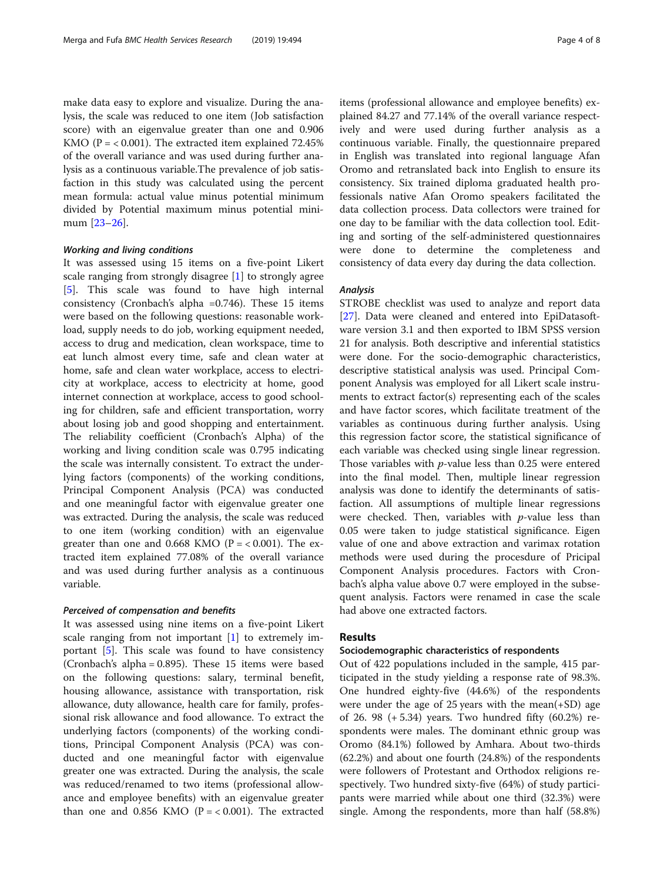make data easy to explore and visualize. During the analysis, the scale was reduced to one item (Job satisfaction score) with an eigenvalue greater than one and 0.906 KMO (P = < 0.001). The extracted item explained 72.45% of the overall variance and was used during further analysis as a continuous variable.The prevalence of job satisfaction in this study was calculated using the percent mean formula: actual value minus potential minimum divided by Potential maximum minus potential minimum [23–26].

#### *Working and living conditions*

It was assessed using 15 items on a five-point Likert scale ranging from strongly disagree [1] to strongly agree [5]. This scale was found to have high internal consistency (Cronbach's alpha =0.746). These 15 items were based on the following questions: reasonable workload, supply needs to do job, working equipment needed, access to drug and medication, clean workspace, time to eat lunch almost every time, safe and clean water at home, safe and clean water workplace, access to electricity at workplace, access to electricity at home, good internet connection at workplace, access to good schooling for children, safe and efficient transportation, worry about losing job and good shopping and entertainment. The reliability coefficient (Cronbach's Alpha) of the working and living condition scale was 0.795 indicating the scale was internally consistent. To extract the underlying factors (components) of the working conditions, Principal Component Analysis (PCA) was conducted and one meaningful factor with eigenvalue greater one was extracted. During the analysis, the scale was reduced to one item (working condition) with an eigenvalue greater than one and 0.668 KMO (P = < 0.001). The extracted item explained 77.08% of the overall variance and was used during further analysis as a continuous variable.

#### *Perceived of compensation and benefits*

It was assessed using nine items on a five-point Likert scale ranging from not important [1] to extremely important [5]. This scale was found to have consistency (Cronbach's alpha = 0.895). These 15 items were based on the following questions: salary, terminal benefit, housing allowance, assistance with transportation, risk allowance, duty allowance, health care for family, professional risk allowance and food allowance. To extract the underlying factors (components) of the working conditions, Principal Component Analysis (PCA) was conducted and one meaningful factor with eigenvalue greater one was extracted. During the analysis, the scale was reduced/renamed to two items (professional allowance and employee benefits) with an eigenvalue greater than one and 0.856 KMO (P = < 0.001). The extracted items (professional allowance and employee benefits) explained 84.27 and 77.14% of the overall variance respectively and were used during further analysis as a continuous variable. Finally, the questionnaire prepared in English was translated into regional language Afan Oromo and retranslated back into English to ensure its consistency. Six trained diploma graduated health professionals native Afan Oromo speakers facilitated the data collection process. Data collectors were trained for one day to be familiar with the data collection tool. Editing and sorting of the self-administered questionnaires were done to determine the completeness and consistency of data every day during the data collection.

#### *Analysis*

STROBE checklist was used to analyze and report data [27]. Data were cleaned and entered into EpiDatasoftware version 3.1 and then exported to IBM SPSS version 21 for analysis. Both descriptive and inferential statistics were done. For the socio-demographic characteristics, descriptive statistical analysis was used. Principal Component Analysis was employed for all Likert scale instruments to extract factor(s) representing each of the scales and have factor scores, which facilitate treatment of the variables as continuous during further analysis. Using this regression factor score, the statistical significance of each variable was checked using single linear regression. Those variables with *p*-value less than 0.25 were entered into the final model. Then, multiple linear regression analysis was done to identify the determinants of satisfaction. All assumptions of multiple linear regressions were checked. Then, variables with *p*-value less than 0.05 were taken to judge statistical significance. Eigen value of one and above extraction and varimax rotation methods were used during the procesdure of Pricipal Component Analysis procedures. Factors with Cronbach's alpha value above 0.7 were employed in the subsequent analysis. Factors were renamed in case the scale had above one extracted factors.

## Results

### Sociodemographic characteristics of respondents

Out of 422 populations included in the sample, 415 participated in the study yielding a response rate of 98.3%. One hundred eighty-five (44.6%) of the respondents were under the age of 25 years with the mean(+SD) age of 26. 98 (+ 5.34) years. Two hundred fifty (60.2%) respondents were males. The dominant ethnic group was Oromo (84.1%) followed by Amhara. About two-thirds (62.2%) and about one fourth (24.8%) of the respondents were followers of Protestant and Orthodox religions respectively. Two hundred sixty-five (64%) of study participants were married while about one third (32.3%) were single. Among the respondents, more than half (58.8%)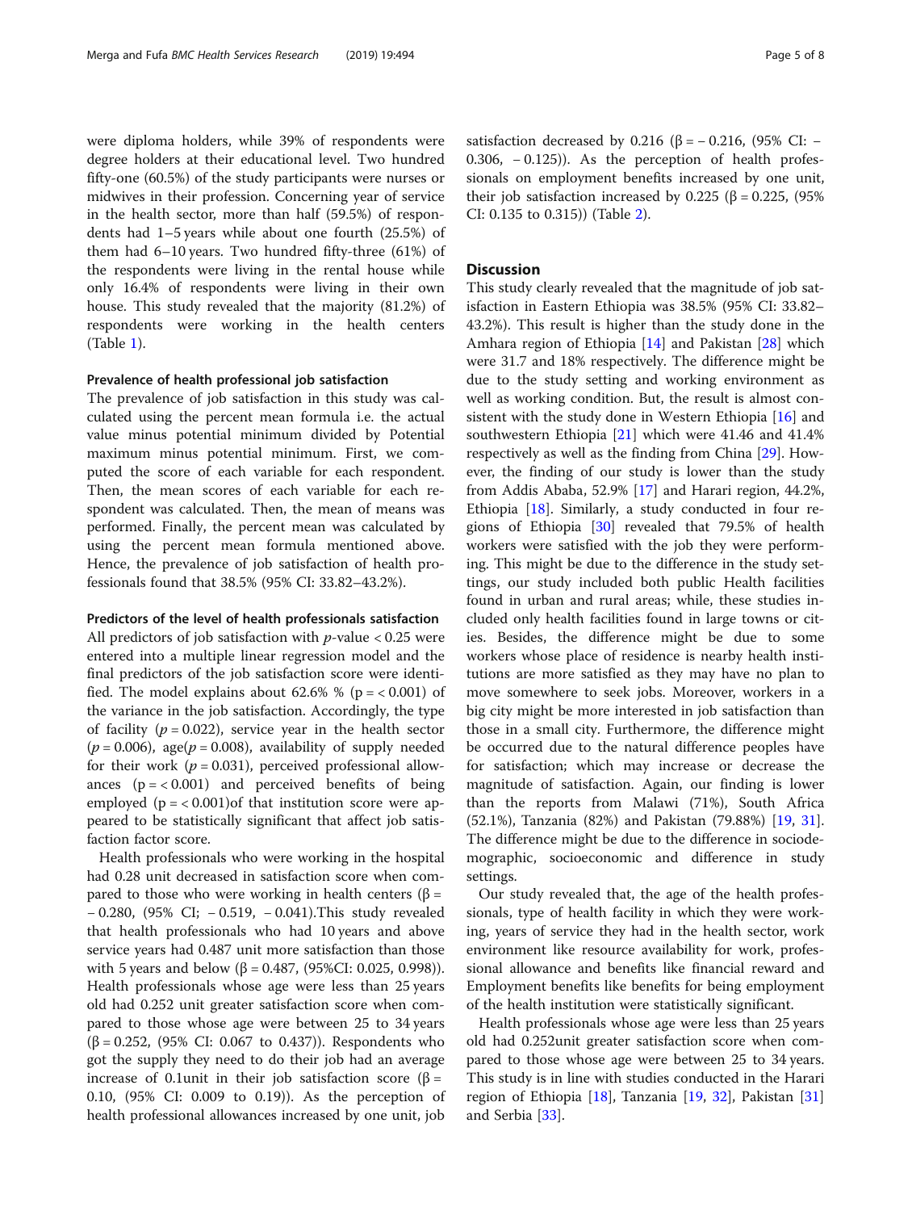were diploma holders, while 39% of respondents were degree holders at their educational level. Two hundred fifty-one (60.5%) of the study participants were nurses or midwives in their profession. Concerning year of service in the health sector, more than half (59.5%) of respondents had 1–5 years while about one fourth (25.5%) of them had 6–10 years. Two hundred fifty-three (61%) of the respondents were living in the rental house while only 16.4% of respondents were living in their own house. This study revealed that the majority (81.2%) of respondents were working in the health centers (Table 1).

### Prevalence of health professional job satisfaction

The prevalence of job satisfaction in this study was calculated using the percent mean formula i.e. the actual value minus potential minimum divided by Potential maximum minus potential minimum. First, we computed the score of each variable for each respondent. Then, the mean scores of each variable for each respondent was calculated. Then, the mean of means was performed. Finally, the percent mean was calculated by using the percent mean formula mentioned above. Hence, the prevalence of job satisfaction of health professionals found that 38.5% (95% CI: 33.82–43.2%).

### Predictors of the level of health professionals satisfaction

All predictors of job satisfaction with $p$-value < 0.25 were entered into a multiple linear regression model and the final predictors of the job satisfaction score were identified. The model explains about 62.6% % (p = < 0.001) of the variance in the job satisfaction. Accordingly, the type of facility ($p = 0.022$), service year in the health sector ($p = 0.006$), age($p = 0.008$), availability of supply needed for their work ($p = 0.031$), perceived professional allowances (p = < 0.001) and perceived benefits of being employed (p = < 0.001)of that institution score were appeared to be statistically significant that affect job satisfaction factor score.

Health professionals who were working in the hospital had 0.28 unit decreased in satisfaction score when compared to those who were working in health centers (β = − 0.280, (95% CI; − 0.519, − 0.041).This study revealed that health professionals who had 10 years and above service years had 0.487 unit more satisfaction than those with 5 years and below (β = 0.487, (95%CI: 0.025, 0.998)). Health professionals whose age were less than 25 years old had 0.252 unit greater satisfaction score when compared to those whose age were between 25 to 34 years (β = 0.252, (95% CI: 0.067 to 0.437)). Respondents who got the supply they need to do their job had an average increase of 0.1unit in their job satisfaction score (β = 0.10, (95% CI: 0.009 to 0.19)). As the perception of health professional allowances increased by one unit, job satisfaction decreased by 0.216 (β = − 0.216, (95% CI: − 0.306, − 0.125)). As the perception of health professionals on employment benefits increased by one unit, their job satisfaction increased by 0.225 (β = 0.225, (95% CI: 0.135 to 0.315)) (Table 2).

## Discussion

This study clearly revealed that the magnitude of job satisfaction in Eastern Ethiopia was 38.5% (95% CI: 33.82–43.2%). This result is higher than the study done in the Amhara region of Ethiopia [14] and Pakistan [28] which were 31.7 and 18% respectively. The difference might be due to the study setting and working environment as well as working condition. But, the result is almost consistent with the study done in Western Ethiopia [16] and southwestern Ethiopia [21] which were 41.46 and 41.4% respectively as well as the finding from China [29]. However, the finding of our study is lower than the study from Addis Ababa, 52.9% [17] and Harari region, 44.2%, Ethiopia [18]. Similarly, a study conducted in four regions of Ethiopia [30] revealed that 79.5% of health workers were satisfied with the job they were performing. This might be due to the difference in the study settings, our study included both public Health facilities found in urban and rural areas; while, these studies included only health facilities found in large towns or cities. Besides, the difference might be due to some workers whose place of residence is nearby health institutions are more satisfied as they may have no plan to move somewhere to seek jobs. Moreover, workers in a big city might be more interested in job satisfaction than those in a small city. Furthermore, the difference might be occurred due to the natural difference peoples have for satisfaction; which may increase or decrease the magnitude of satisfaction. Again, our finding is lower than the reports from Malawi (71%), South Africa (52.1%), Tanzania (82%) and Pakistan (79.88%) [19, 31]. The difference might be due to the difference in sociodemographic, socioeconomic and difference in study settings.

Our study revealed that, the age of the health professionals, type of health facility in which they were working, years of service they had in the health sector, work environment like resource availability for work, professional allowance and benefits like financial reward and Employment benefits like benefits for being employment of the health institution were statistically significant.

Health professionals whose age were less than 25 years old had 0.252unit greater satisfaction score when compared to those whose age were between 25 to 34 years. This study is in line with studies conducted in the Harari region of Ethiopia [18], Tanzania [19, 32], Pakistan [31] and Serbia [33].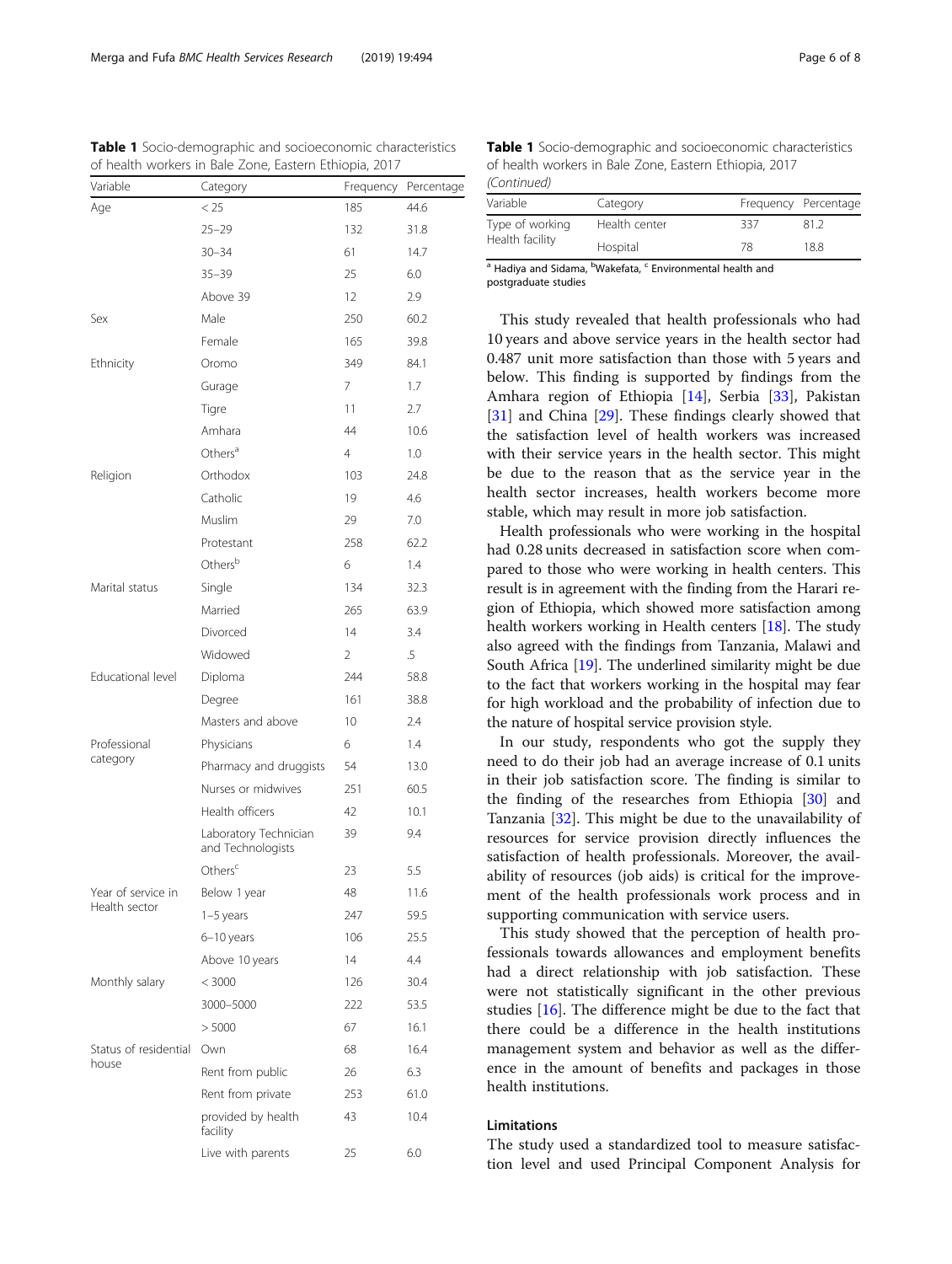**Table 1** Socio-demographic and socioeconomic characteristics of health workers in Bale Zone, Eastern Ethiopia, 2017

| Variable | Category | Frequency | Percentage |
|---|---|---|---|
| Age | < 25 | 185 | 44.6 |
| | 25–29 | 132 | 31.8 |
| | 30–34 | 61 | 14.7 |
| | 35–39 | 25 | 6.0 |
| | Above 39 | 12 | 2.9 |
| Sex | Male | 250 | 60.2 |
| | Female | 165 | 39.8 |
| Ethnicity | Oromo | 349 | 84.1 |
| | Gurage | 7 | 1.7 |
| | Tigre | 11 | 2.7 |
| | Amhara | 44 | 10.6 |
| | Others[a] | 4 | 1.0 |
| Religion | Orthodox | 103 | 24.8 |
| | Catholic | 19 | 4.6 |
| | Muslim | 29 | 7.0 |
| | Protestant | 258 | 62.2 |
| | Others[b] | 6 | 1.4 |
| Marital status | Single | 134 | 32.3 |
| | Married | 265 | 63.9 |
| | Divorced | 14 | 3.4 |
| | Widowed | 2 | .5 |
| Educational level | Diploma | 244 | 58.8 |
| | Degree | 161 | 38.8 |
| | Masters and above | 10 | 2.4 |
| Professional category | Physicians | 6 | 1.4 |
| | Pharmacy and druggists | 54 | 13.0 |
| | Nurses or midwives | 251 | 60.5 |
| | Health officers | 42 | 10.1 |
| | Laboratory Technician and Technologists | 39 | 9.4 |
| | Others[c] | 23 | 5.5 |
| Year of service in Health sector | Below 1 year | 48 | 11.6 |
| | 1–5 years | 247 | 59.5 |
| | 6–10 years | 106 | 25.5 |
| | Above 10 years | 14 | 4.4 |
| Monthly salary | < 3000 | 126 | 30.4 |
| | 3000–5000 | 222 | 53.5 |
| | > 5000 | 67 | 16.1 |
| Status of residential house | Own | 68 | 16.4 |
| | Rent from public | 26 | 6.3 |
| | Rent from private | 253 | 61.0 |
| | provided by health facility | 43 | 10.4 |
| | Live with parents | 25 | 6.0 |
| Type of working Health facility | Health center | 337 | 81.2 |
| | Hospital | 78 | 18.8 |

[a] Hadiya and Sidama, [b]Wakefata, [c] Environmental health and postgraduate studies

This study revealed that health professionals who had 10 years and above service years in the health sector had 0.487 unit more satisfaction than those with 5 years and below. This finding is supported by findings from the Amhara region of Ethiopia [14], Serbia [33], Pakistan [31] and China [29]. These findings clearly showed that the satisfaction level of health workers was increased with their service years in the health sector. This might be due to the reason that as the service year in the health sector increases, health workers become more stable, which may result in more job satisfaction.

Health professionals who were working in the hospital had 0.28 units decreased in satisfaction score when compared to those who were working in health centers. This result is in agreement with the finding from the Harari region of Ethiopia, which showed more satisfaction among health workers working in Health centers [18]. The study also agreed with the findings from Tanzania, Malawi and South Africa [19]. The underlined similarity might be due to the fact that workers working in the hospital may fear for high workload and the probability of infection due to the nature of hospital service provision style.

In our study, respondents who got the supply they need to do their job had an average increase of 0.1 units in their job satisfaction score. The finding is similar to the finding of the researches from Ethiopia [30] and Tanzania [32]. This might be due to the unavailability of resources for service provision directly influences the satisfaction of health professionals. Moreover, the availability of resources (job aids) is critical for the improvement of the health professionals work process and in supporting communication with service users.

This study showed that the perception of health professionals towards allowances and employment benefits had a direct relationship with job satisfaction. These were not statistically significant in the other previous studies [16]. The difference might be due to the fact that there could be a difference in the health institutions management system and behavior as well as the difference in the amount of benefits and packages in those health institutions.

### Limitations

The study used a standardized tool to measure satisfaction level and used Principal Component Analysis for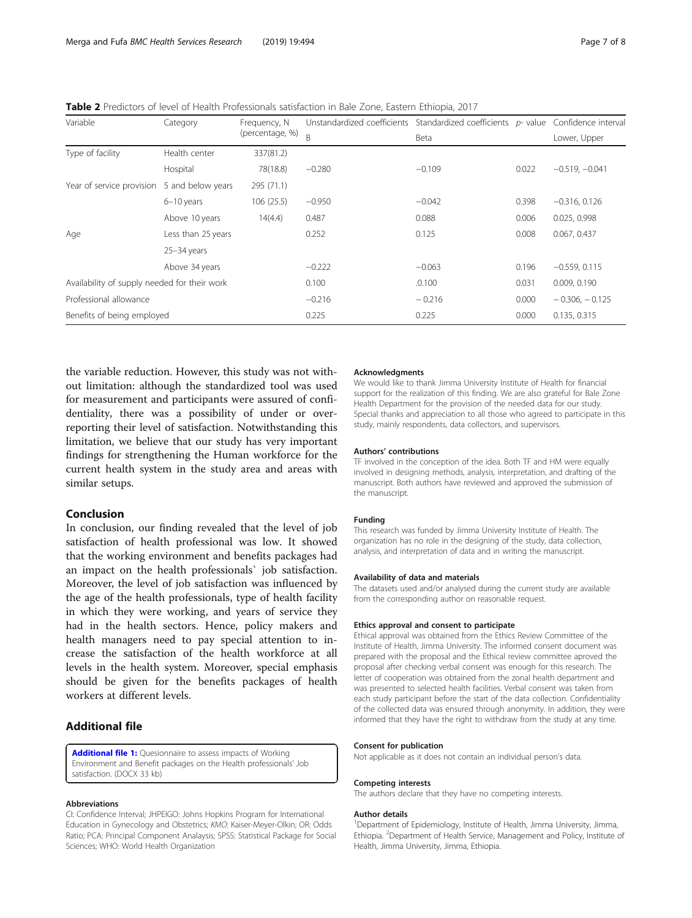**Table 2** Predictors of level of Health Professionals satisfaction in Bale Zone, Eastern Ethiopia, 2017

| Variable | Category | Frequency, N (percentage, %) | Unstandardized coefficients | Standardized coefficients | p- value | Confidence interval |
|---|---|---|---|---|---|---|
| | | | B | Beta | | Lower, Upper |
| Type of facility | Health center | 337(81.2) | | | | |
| | Hospital | 78(18.8) | −0.280 | −0.109 | 0.022 | −0.519, −0.041 |
| Year of service provision | 5 and below years | 295 (71.1) | | | | |
| | 6–10 years | 106 (25.5) | −0.950 | −0.042 | 0.398 | −0.316, 0.126 |
| | Above 10 years | 14(4.4) | 0.487 | 0.088 | 0.006 | 0.025, 0.998 |
| Age | Less than 25 years | | 0.252 | 0.125 | 0.008 | 0.067, 0.437 |
| | 25–34 years | | | | | |
| | Above 34 years | | −0.222 | −0.063 | 0.196 | −0.559, 0.115 |
| Availability of supply needed for their work | | | 0.100 | .0.100 | 0.031 | 0.009, 0.190 |
| Professional allowance | | | −0.216 | − 0.216 | 0.000 | − 0.306, − 0.125 |
| Benefits of being employed | | | 0.225 | 0.225 | 0.000 | 0.135, 0.315 |

the variable reduction. However, this study was not without limitation: although the standardized tool was used for measurement and participants were assured of confidentiality, there was a possibility of under or over-reporting their level of satisfaction. Notwithstanding this limitation, we believe that our study has very important findings for strengthening the Human workforce for the current health system in the study area and areas with similar setups.

## Conclusion

In conclusion, our finding revealed that the level of job satisfaction of health professional was low. It showed that the working environment and benefits packages had an impact on the health professionals` job satisfaction. Moreover, the level of job satisfaction was influenced by the age of the health professionals, type of health facility in which they were working, and years of service they had in the health sectors. Hence, policy makers and health managers need to pay special attention to increase the satisfaction of the health workforce at all levels in the health system. Moreover, special emphasis should be given for the benefits packages of health workers at different levels.

## Additional file

**Additional file 1:** Quesionnaire to assess impacts of Working Environment and Benefit packages on the Health professionals' Job satisfaction. (DOCX 33 kb)

#### Abbreviations

CI: Confidence Interval; JHPEIGO: Johns Hopkins Program for International Education in Gynecology and Obstetrics; KMO: Kaiser-Meyer-Olkin; OR: Odds Ratio; PCA: Principal Component Analaysis; SPSS: Statistical Package for Social Sciences; WHO: World Health Organization

#### Acknowledgments

We would like to thank Jimma University Institute of Health for financial support for the realization of this finding. We are also grateful for Bale Zone Health Department for the provision of the needed data for our study. Special thanks and appreciation to all those who agreed to participate in this study, mainly respondents, data collectors, and supervisors.

#### Authors' contributions

TF involved in the conception of the idea. Both TF and HM were equally involved in designing methods, analysis, interpretation, and drafting of the manuscript. Both authors have reviewed and approved the submission of the manuscript.

#### Funding

This research was funded by Jimma University Institute of Health. The organization has no role in the designing of the study, data collection, analysis, and interpretation of data and in writing the manuscript.

#### Availability of data and materials

The datasets used and/or analysed during the current study are available from the corresponding author on reasonable request.

#### Ethics approval and consent to participate

Ethical approval was obtained from the Ethics Review Committee of the Institute of Health, Jimma University. The informed consent document was prepared with the proposal and the Ethical review committee aproved the proposal after checking verbal consent was enough for this research. The letter of cooperation was obtained from the zonal health department and was presented to selected health facilities. Verbal consent was taken from each study participant before the start of the data collection. Confidentiality of the collected data was ensured through anonymity. In addition, they were informed that they have the right to withdraw from the study at any time.

#### Consent for publication

Not applicable as it does not contain an individual person's data.

#### Competing interests

The authors declare that they have no competing interests.

#### Author details

[1]Department of Epidemiology, Institute of Health, Jimma University, Jimma, Ethiopia. [2]Department of Health Service, Management and Policy, Institute of Health, Jimma University, Jimma, Ethiopia.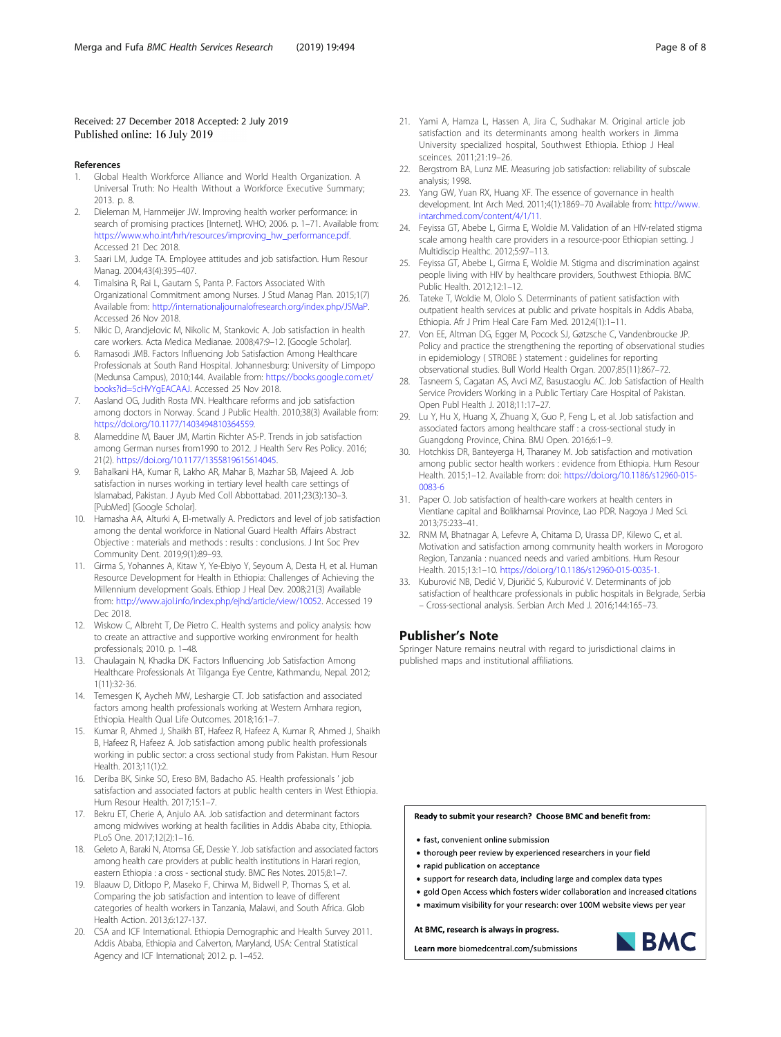Received: 27 December 2018 Accepted: 2 July 2019
Published online: 16 July 2019

## References

1. Global Health Workforce Alliance and World Health Organization. A Universal Truth: No Health Without a Workforce Executive Summary; 2013. p. 8.
2. Dieleman M, Harnmeijer JW. Improving health worker performance: in search of promising practices [Internet]. WHO; 2006. p. 1–71. Available from: https://www.who.int/hrh/resources/improving_hw_performance.pdf. Accessed 21 Dec 2018.
3. Saari LM, Judge TA. Employee attitudes and job satisfaction. Hum Resour Manag. 2004;43(4):395–407.
4. Timalsina R, Rai L, Gautam S, Panta P. Factors Associated With Organizational Commitment among Nurses. J Stud Manag Plan. 2015;1(7) Available from: http://internationaljournalofresearch.org/index.php/JSMaP. Accessed 26 Nov 2018.
5. Nikic D, Arandjelovic M, Nikolic M, Stankovic A. Job satisfaction in health care workers. Acta Medica Medianae. 2008;47:9–12. [Google Scholar].
6. Ramasodi JMB. Factors Influencing Job Satisfaction Among Healthcare Professionals at South Rand Hospital. Johannesburg: University of Limpopo (Medunsa Campus), 2010;144. Available from: https://books.google.com.et/books?id=5cHVYgEACAAJ. Accessed 25 Nov 2018.
7. Aasland OG, Judith Rosta MN. Healthcare reforms and job satisfaction among doctors in Norway. Scand J Public Health. 2010;38(3) Available from: https://doi.org/10.1177/1403494810364559.
8. Alameddine M, Bauer JM, Martin Richter AS-P. Trends in job satisfaction among German nurses from1990 to 2012. J Health Serv Res Policy. 2016; 21(2). https://doi.org/10.1177/1355819615614045.
9. Bahalkani HA, Kumar R, Lakho AR, Mahar B, Mazhar SB, Majeed A. Job satisfaction in nurses working in tertiary level health care settings of Islamabad, Pakistan. J Ayub Med Coll Abbottabad. 2011;23(3):130–3. [PubMed] [Google Scholar].
10. Hamasha AA, Alturki A, El-metwally A. Predictors and level of job satisfaction among the dental workforce in National Guard Health Affairs Abstract Objective : materials and methods : results : conclusions. J Int Soc Prev Community Dent. 2019;9(1):89–93.
11. Girma S, Yohannes A, Kitaw Y, Ye-Ebiyo Y, Seyoum A, Desta H, et al. Human Resource Development for Health in Ethiopia: Challenges of Achieving the Millennium development Goals. Ethiop J Heal Dev. 2008;21(3) Available from: http://www.ajol.info/index.php/ejhd/article/view/10052. Accessed 19 Dec 2018.
12. Wiskow C, Albreht T, De Pietro C. Health systems and policy analysis: how to create an attractive and supportive working environment for health professionals; 2010. p. 1–48.
13. Chaulagain N, Khadka DK. Factors Influencing Job Satisfaction Among Healthcare Professionals At Tilganga Eye Centre, Kathmandu, Nepal. 2012; 1(11):32-36.
14. Temesgen K, Aycheh MW, Leshargie CT. Job satisfaction and associated factors among health professionals working at Western Amhara region, Ethiopia. Health Qual Life Outcomes. 2018;16:1–7.
15. Kumar R, Ahmed J, Shaikh BT, Hafeez R, Hafeez A, Kumar R, Ahmed J, Shaikh B, Hafeez R, Hafeez A. Job satisfaction among public health professionals working in public sector: a cross sectional study from Pakistan. Hum Resour Health. 2013;11(1):2.
16. Deriba BK, Sinke SO, Ereso BM, Badacho AS. Health professionals ' job satisfaction and associated factors at public health centers in West Ethiopia. Hum Resour Health. 2017;15:1–7.
17. Bekru ET, Cherie A, Anjulo AA. Job satisfaction and determinant factors among midwives working at health facilities in Addis Ababa city, Ethiopia. PLoS One. 2017;12(2):1–16.
18. Geleto A, Baraki N, Atomsa GE, Dessie Y. Job satisfaction and associated factors among health care providers at public health institutions in Harari region, eastern Ethiopia : a cross - sectional study. BMC Res Notes. 2015;8:1–7.
19. Blaauw D, Ditlopo P, Maseko F, Chirwa M, Bidwell P, Thomas S, et al. Comparing the job satisfaction and intention to leave of different categories of health workers in Tanzania, Malawi, and South Africa. Glob Health Action. 2013;6:127-137.
20. CSA and ICF International. Ethiopia Demographic and Health Survey 2011. Addis Ababa, Ethiopia and Calverton, Maryland, USA: Central Statistical Agency and ICF International; 2012. p. 1–452.
21. Yami A, Hamza L, Hassen A, Jira C, Sudhakar M. Original article job satisfaction and its determinants among health workers in Jimma University specialized hospital, Southwest Ethiopia. Ethiop J Heal sceinces. 2011;21:19–26.
22. Bergstrom BA, Lunz ME. Measuring job satisfaction: reliability of subscale analysis; 1998.
23. Yang GW, Yuan RX, Huang XF. The essence of governance in health development. Int Arch Med. 2011;4(1):1869–70 Available from: http://www.intarchmed.com/content/4/1/11.
24. Feyissa GT, Abebe L, Girma E, Woldie M. Validation of an HIV-related stigma scale among health care providers in a resource-poor Ethiopian setting. J Multidiscip Healthc. 2012;5:97–113.
25. Feyissa GT, Abebe L, Girma E, Woldie M. Stigma and discrimination against people living with HIV by healthcare providers, Southwest Ethiopia. BMC Public Health. 2012;12:1–12.
26. Tateke T, Woldie M, Ololo S. Determinants of patient satisfaction with outpatient health services at public and private hospitals in Addis Ababa, Ethiopia. Afr J Prim Heal Care Fam Med. 2012;4(1):1–11.
27. Von EE, Altman DG, Egger M, Pocock SJ, Gøtzsche C, Vandenbroucke JP. Policy and practice the strengthening the reporting of observational studies in epidemiology ( STROBE ) statement : guidelines for reporting observational studies. Bull World Health Organ. 2007;85(11):867–72.
28. Tasneem S, Cagatan AS, Avci MZ, Basustaoglu AC. Job Satisfaction of Health Service Providers Working in a Public Tertiary Care Hospital of Pakistan. Open Publ Health J. 2018;11:17–27.
29. Lu Y, Hu X, Huang X, Zhuang X, Guo P, Feng L, et al. Job satisfaction and associated factors among healthcare staff : a cross-sectional study in Guangdong Province, China. BMJ Open. 2016;6:1–9.
30. Hotchkiss DR, Banteyerga H, Tharaney M. Job satisfaction and motivation among public sector health workers : evidence from Ethiopia. Hum Resour Health. 2015;1–12. Available from: doi: https://doi.org/10.1186/s12960-015-0083-6
31. Paper O. Job satisfaction of health-care workers at health centers in Vientiane capital and Bolikhamsai Province, Lao PDR. Nagoya J Med Sci. 2013;75:233–41.
32. RNM M, Bhatnagar A, Lefevre A, Chitama D, Urassa DP, Kilewo C, et al. Motivation and satisfaction among community health workers in Morogoro Region, Tanzania : nuanced needs and varied ambitions. Hum Resour Health. 2015;13:1–10. https://doi.org/10.1186/s12960-015-0035-1.
33. Kuburović NB, Dedić V, Djuričić S, Kuburović V. Determinants of job satisfaction of healthcare professionals in public hospitals in Belgrade, Serbia – Cross-sectional analysis. Serbian Arch Med J. 2016;144:165–73.

## Publisher's Note

Springer Nature remains neutral with regard to jurisdictional claims in published maps and institutional affiliations.

**Ready to submit your research? Choose BMC and benefit from:**

- fast, convenient online submission
- thorough peer review by experienced researchers in your field
- rapid publication on acceptance
- support for research data, including large and complex data types
- gold Open Access which fosters wider collaboration and increased citations
- maximum visibility for your research: over 100M website views per year

**At BMC, research is always in progress.**

**Learn more** biomedcentral.com/submissions

BMC